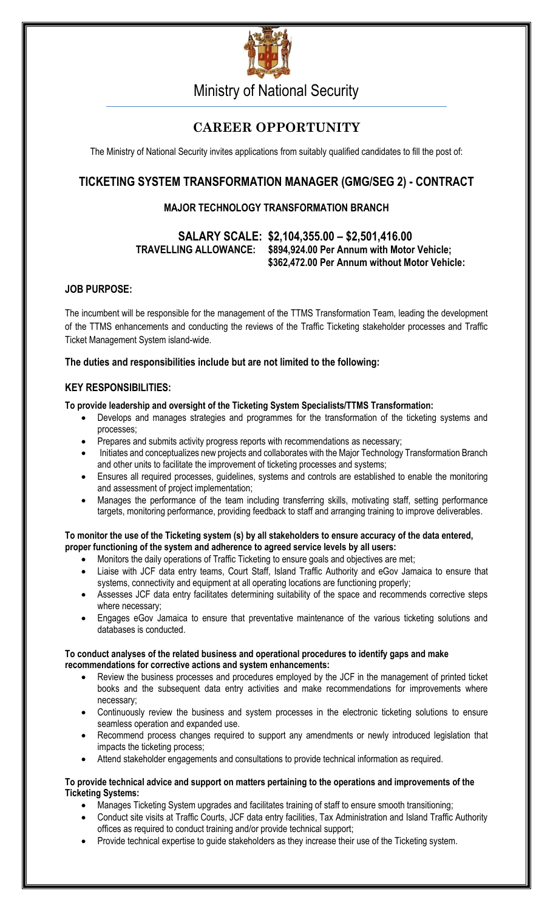# Ministry of National Security

## CAREER OPPORTUNITY

The Ministry of National Security invites applications from suitably qualified candidates to fill the post of:

## TICKETING SYSTEM TRANSFORMATION MANAGER (GMG/SEG 2) - CONTRACT

### MAJOR TECHNOLOGY TRANSFORMATION BRANCH

**SALARY SCALE: $2,104,355.00 – $2,501,416.00**

**TRAVELLING ALLOWANCE: $894,924.00 Per Annum with Motor Vehicle; $362,472.00 Per Annum without Motor Vehicle:**

### JOB PURPOSE:

The incumbent will be responsible for the management of the TTMS Transformation Team, leading the development of the TTMS enhancements and conducting the reviews of the Traffic Ticketing stakeholder processes and Traffic Ticket Management System island-wide.

**The duties and responsibilities include but are not limited to the following:**

### KEY RESPONSIBILITIES:

**To provide leadership and oversight of the Ticketing System Specialists/TTMS Transformation:**

- Develops and manages strategies and programmes for the transformation of the ticketing systems and processes;
- Prepares and submits activity progress reports with recommendations as necessary;
- Initiates and conceptualizes new projects and collaborates with the Major Technology Transformation Branch and other units to facilitate the improvement of ticketing processes and systems;
- Ensures all required processes, guidelines, systems and controls are established to enable the monitoring and assessment of project implementation;
- Manages the performance of the team including transferring skills, motivating staff, setting performance targets, monitoring performance, providing feedback to staff and arranging training to improve deliverables.

**To monitor the use of the Ticketing system (s) by all stakeholders to ensure accuracy of the data entered, proper functioning of the system and adherence to agreed service levels by all users:**

- Monitors the daily operations of Traffic Ticketing to ensure goals and objectives are met;
- Liaise with JCF data entry teams, Court Staff, Island Traffic Authority and eGov Jamaica to ensure that systems, connectivity and equipment at all operating locations are functioning properly;
- Assesses JCF data entry facilitates determining suitability of the space and recommends corrective steps where necessary;
- Engages eGov Jamaica to ensure that preventative maintenance of the various ticketing solutions and databases is conducted.

**To conduct analyses of the related business and operational procedures to identify gaps and make recommendations for corrective actions and system enhancements:**

- Review the business processes and procedures employed by the JCF in the management of printed ticket books and the subsequent data entry activities and make recommendations for improvements where necessary;
- Continuously review the business and system processes in the electronic ticketing solutions to ensure seamless operation and expanded use.
- Recommend process changes required to support any amendments or newly introduced legislation that impacts the ticketing process;
- Attend stakeholder engagements and consultations to provide technical information as required.

**To provide technical advice and support on matters pertaining to the operations and improvements of the Ticketing Systems:**

- Manages Ticketing System upgrades and facilitates training of staff to ensure smooth transitioning;
- Conduct site visits at Traffic Courts, JCF data entry facilities, Tax Administration and Island Traffic Authority offices as required to conduct training and/or provide technical support;
- Provide technical expertise to guide stakeholders as they increase their use of the Ticketing system.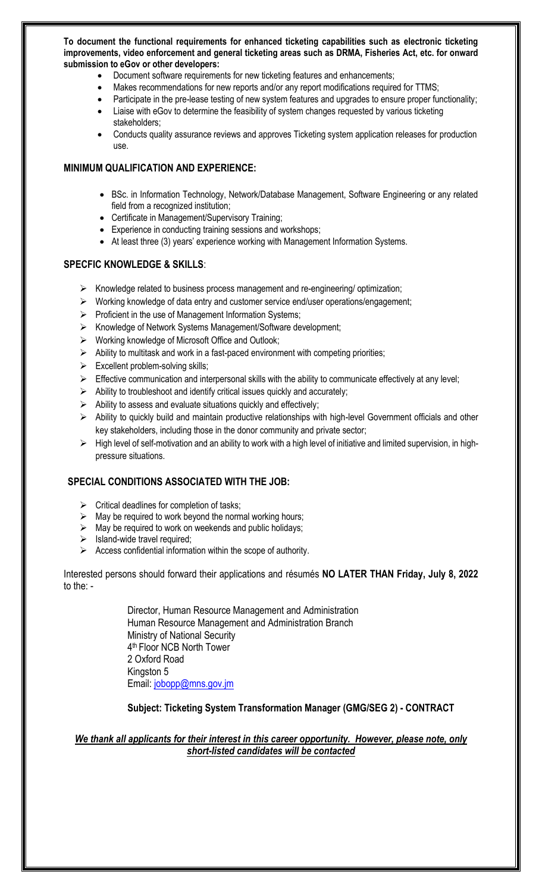**To document the functional requirements for enhanced ticketing capabilities such as electronic ticketing improvements, video enforcement and general ticketing areas such as DRMA, Fisheries Act, etc. for onward submission to eGov or other developers:**

- Document software requirements for new ticketing features and enhancements;
- Makes recommendations for new reports and/or any report modifications required for TTMS;
- Participate in the pre-lease testing of new system features and upgrades to ensure proper functionality;
- Liaise with eGov to determine the feasibility of system changes requested by various ticketing stakeholders;
- Conducts quality assurance reviews and approves Ticketing system application releases for production use.

## MINIMUM QUALIFICATION AND EXPERIENCE:

- BSc. in Information Technology, Network/Database Management, Software Engineering or any related field from a recognized institution;
- Certificate in Management/Supervisory Training;
- Experience in conducting training sessions and workshops;
- At least three (3) years' experience working with Management Information Systems.

## SPECFIC KNOWLEDGE & SKILLS:

- Knowledge related to business process management and re-engineering/ optimization;
- Working knowledge of data entry and customer service end/user operations/engagement;
- Proficient in the use of Management Information Systems;
- Knowledge of Network Systems Management/Software development;
- Working knowledge of Microsoft Office and Outlook;
- Ability to multitask and work in a fast-paced environment with competing priorities;
- Excellent problem-solving skills;
- Effective communication and interpersonal skills with the ability to communicate effectively at any level;
- Ability to troubleshoot and identify critical issues quickly and accurately;
- Ability to assess and evaluate situations quickly and effectively;
- Ability to quickly build and maintain productive relationships with high-level Government officials and other key stakeholders, including those in the donor community and private sector;
- High level of self-motivation and an ability to work with a high level of initiative and limited supervision, in high-pressure situations.

## SPECIAL CONDITIONS ASSOCIATED WITH THE JOB:

- Critical deadlines for completion of tasks;
- May be required to work beyond the normal working hours;
- May be required to work on weekends and public holidays;
- Island-wide travel required;
- Access confidential information within the scope of authority.

Interested persons should forward their applications and résumés **NO LATER THAN Friday, July 8, 2022** to the: -

Director, Human Resource Management and Administration
Human Resource Management and Administration Branch
Ministry of National Security
4th Floor NCB North Tower
2 Oxford Road
Kingston 5
Email: jobopp@mns.gov.jm

**Subject: Ticketing System Transformation Manager (GMG/SEG 2) - CONTRACT**

***We thank all applicants for their interest in this career opportunity. However, please note, only short-listed candidates will be contacted***